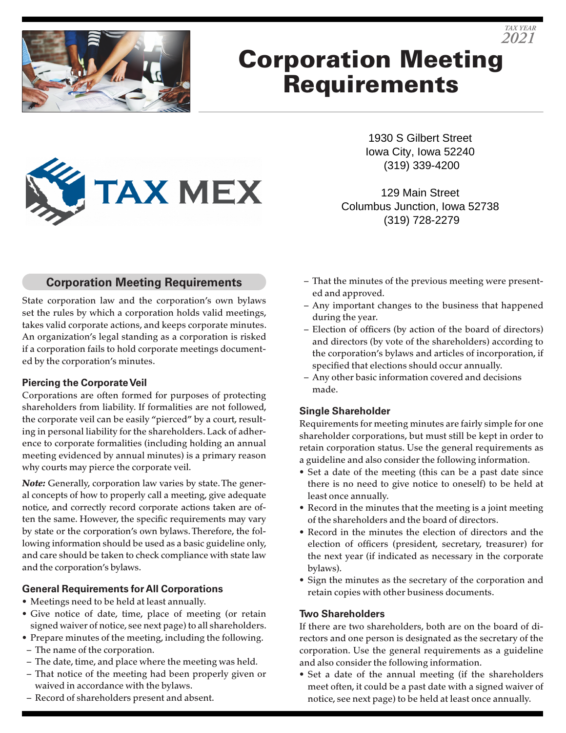TAX YEAR
2021

# Corporation Meeting Requirements

1930 S Gilbert Street
Iowa City, Iowa 52240
(319) 339-4200

129 Main Street
Columbus Junction, Iowa 52738
(319) 728-2279

## Corporation Meeting Requirements

State corporation law and the corporation's own bylaws set the rules by which a corporation holds valid meetings, takes valid corporate actions, and keeps corporate minutes. An organization's legal standing as a corporation is risked if a corporation fails to hold corporate meetings documented by the corporation's minutes.

### Piercing the Corporate Veil

Corporations are often formed for purposes of protecting shareholders from liability. If formalities are not followed, the corporate veil can be easily "pierced" by a court, resulting in personal liability for the shareholders. Lack of adherence to corporate formalities (including holding an annual meeting evidenced by annual minutes) is a primary reason why courts may pierce the corporate veil.

***Note:*** Generally, corporation law varies by state. The general concepts of how to properly call a meeting, give adequate notice, and correctly record corporate actions taken are often the same. However, the specific requirements may vary by state or the corporation's own bylaws. Therefore, the following information should be used as a basic guideline only, and care should be taken to check compliance with state law and the corporation's bylaws.

### General Requirements for All Corporations

- Meetings need to be held at least annually.
- Give notice of date, time, place of meeting (or retain signed waiver of notice, see next page) to all shareholders.
- Prepare minutes of the meeting, including the following.
  - The name of the corporation.
  - The date, time, and place where the meeting was held.
  - That notice of the meeting had been properly given or waived in accordance with the bylaws.
  - Record of shareholders present and absent.
  - That the minutes of the previous meeting were presented and approved.
  - Any important changes to the business that happened during the year.
  - Election of officers (by action of the board of directors) and directors (by vote of the shareholders) according to the corporation's bylaws and articles of incorporation, if specified that elections should occur annually.
  - Any other basic information covered and decisions made.

### Single Shareholder

Requirements for meeting minutes are fairly simple for one shareholder corporations, but must still be kept in order to retain corporation status. Use the general requirements as a guideline and also consider the following information.

- Set a date of the meeting (this can be a past date since there is no need to give notice to oneself) to be held at least once annually.
- Record in the minutes that the meeting is a joint meeting of the shareholders and the board of directors.
- Record in the minutes the election of directors and the election of officers (president, secretary, treasurer) for the next year (if indicated as necessary in the corporate bylaws).
- Sign the minutes as the secretary of the corporation and retain copies with other business documents.

### Two Shareholders

If there are two shareholders, both are on the board of directors and one person is designated as the secretary of the corporation. Use the general requirements as a guideline and also consider the following information.

- Set a date of the annual meeting (if the shareholders meet often, it could be a past date with a signed waiver of notice, see next page) to be held at least once annually.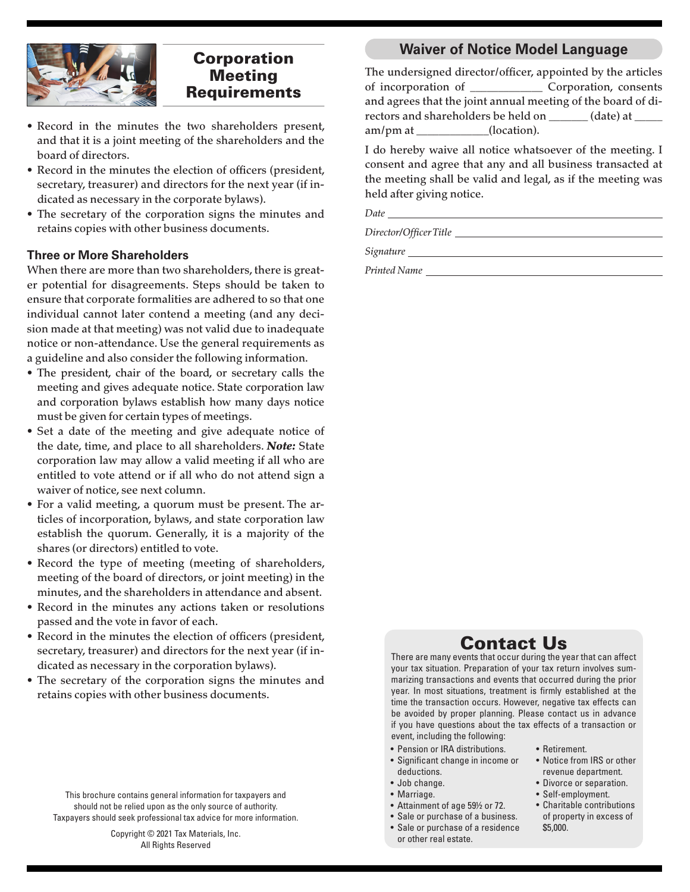## Corporation Meeting Requirements

- Record in the minutes the two shareholders present, and that it is a joint meeting of the shareholders and the board of directors.
- Record in the minutes the election of officers (president, secretary, treasurer) and directors for the next year (if indicated as necessary in the corporate bylaws).
- The secretary of the corporation signs the minutes and retains copies with other business documents.

### Three or More Shareholders

When there are more than two shareholders, there is greater potential for disagreements. Steps should be taken to ensure that corporate formalities are adhered to so that one individual cannot later contend a meeting (and any decision made at that meeting) was not valid due to inadequate notice or non-attendance. Use the general requirements as a guideline and also consider the following information.

- The president, chair of the board, or secretary calls the meeting and gives adequate notice. State corporation law and corporation bylaws establish how many days notice must be given for certain types of meetings.
- Set a date of the meeting and give adequate notice of the date, time, and place to all shareholders. ***Note:*** State corporation law may allow a valid meeting if all who are entitled to vote attend or if all who do not attend sign a waiver of notice, see next column.
- For a valid meeting, a quorum must be present. The articles of incorporation, bylaws, and state corporation law establish the quorum. Generally, it is a majority of the shares (or directors) entitled to vote.
- Record the type of meeting (meeting of shareholders, meeting of the board of directors, or joint meeting) in the minutes, and the shareholders in attendance and absent.
- Record in the minutes any actions taken or resolutions passed and the vote in favor of each.
- Record in the minutes the election of officers (president, secretary, treasurer) and directors for the next year (if indicated as necessary in the corporation bylaws).
- The secretary of the corporation signs the minutes and retains copies with other business documents.

## Waiver of Notice Model Language

The undersigned director/officer, appointed by the articles of incorporation of ____________ Corporation, consents and agrees that the joint annual meeting of the board of directors and shareholders be held on _______ (date) at _____ am/pm at ____________(location).

I do hereby waive all notice whatsoever of the meeting. I consent and agree that any and all business transacted at the meeting shall be valid and legal, as if the meeting was held after giving notice.

*Date* ______________________________

*Director/Officer Title* ______________________________

*Signature* ______________________________

*Printed Name* ______________________________

## Contact Us

There are many events that occur during the year that can affect your tax situation. Preparation of your tax return involves summarizing transactions and events that occurred during the prior year. In most situations, treatment is firmly established at the time the transaction occurs. However, negative tax effects can be avoided by proper planning. Please contact us in advance if you have questions about the tax effects of a transaction or event, including the following:

- Pension or IRA distributions.
- Significant change in income or deductions.
- Job change.
- Marriage.
- Attainment of age 59½ or 72.
- Sale or purchase of a business.
- Sale or purchase of a residence or other real estate.
- Retirement.
- Notice from IRS or other revenue department.
- Divorce or separation.
- Self-employment.
- Charitable contributions of property in excess of $5,000.

This brochure contains general information for taxpayers and should not be relied upon as the only source of authority. Taxpayers should seek professional tax advice for more information.

Copyright © 2021 Tax Materials, Inc.
All Rights Reserved